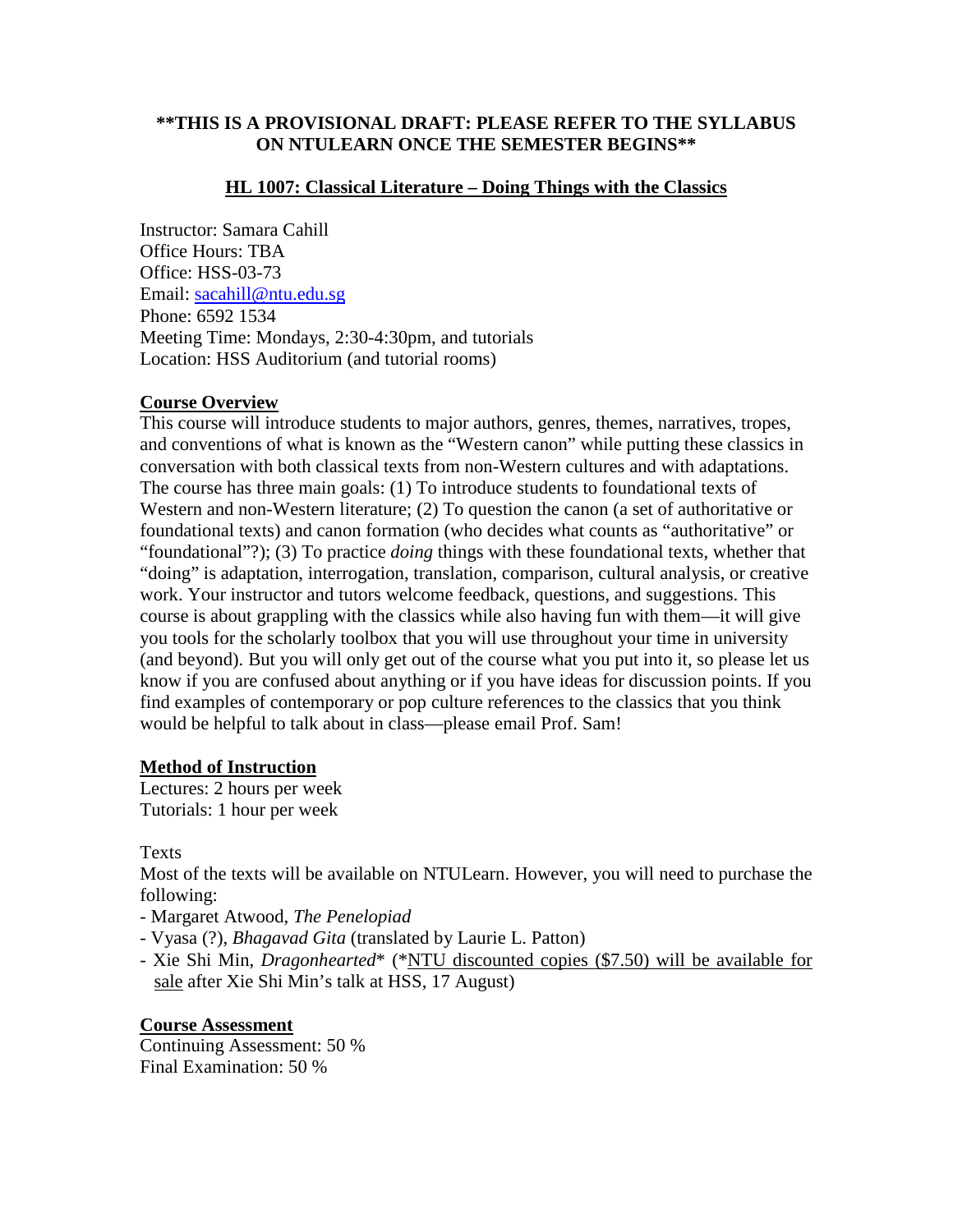**\*\*THIS IS A PROVISIONAL DRAFT: PLEASE REFER TO THE SYLLABUS ON NTULEARN ONCE THE SEMESTER BEGINS\*\***

# HL 1007: Classical Literature – Doing Things with the Classics

Instructor: Samara Cahill
Office Hours: TBA
Office: HSS-03-73
Email: sacahill@ntu.edu.sg
Phone: 6592 1534
Meeting Time: Mondays, 2:30-4:30pm, and tutorials
Location: HSS Auditorium (and tutorial rooms)

## Course Overview

This course will introduce students to major authors, genres, themes, narratives, tropes, and conventions of what is known as the "Western canon" while putting these classics in conversation with both classical texts from non-Western cultures and with adaptations. The course has three main goals: (1) To introduce students to foundational texts of Western and non-Western literature; (2) To question the canon (a set of authoritative or foundational texts) and canon formation (who decides what counts as "authoritative" or "foundational"?); (3) To practice *doing* things with these foundational texts, whether that "doing" is adaptation, interrogation, translation, comparison, cultural analysis, or creative work. Your instructor and tutors welcome feedback, questions, and suggestions. This course is about grappling with the classics while also having fun with them—it will give you tools for the scholarly toolbox that you will use throughout your time in university (and beyond). But you will only get out of the course what you put into it, so please let us know if you are confused about anything or if you have ideas for discussion points. If you find examples of contemporary or pop culture references to the classics that you think would be helpful to talk about in class—please email Prof. Sam!

## Method of Instruction

Lectures: 2 hours per week
Tutorials: 1 hour per week

Texts

Most of the texts will be available on NTULearn. However, you will need to purchase the following:

- Margaret Atwood, *The Penelopiad*
- Vyasa (?), *Bhagavad Gita* (translated by Laurie L. Patton)
- Xie Shi Min, *Dragonhearted*\* (\*NTU discounted copies ($7.50) will be available for sale after Xie Shi Min's talk at HSS, 17 August)

## Course Assessment

Continuing Assessment: 50 %
Final Examination: 50 %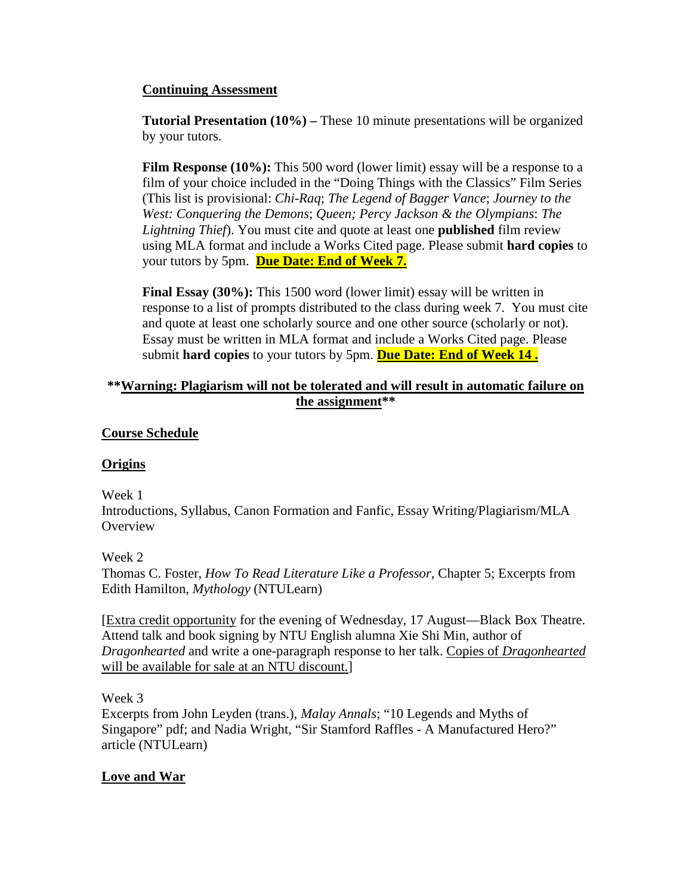**Continuing Assessment**

**Tutorial Presentation (10%) –** These 10 minute presentations will be organized by your tutors.

**Film Response (10%):** This 500 word (lower limit) essay will be a response to a film of your choice included in the "Doing Things with the Classics" Film Series (This list is provisional: *Chi-Raq*; *The Legend of Bagger Vance*; *Journey to the West: Conquering the Demons*; *Queen; Percy Jackson & the Olympians*: *The Lightning Thief*). You must cite and quote at least one **published** film review using MLA format and include a Works Cited page. Please submit **hard copies** to your tutors by 5pm. **Due Date: End of Week 7.**

**Final Essay (30%):** This 1500 word (lower limit) essay will be written in response to a list of prompts distributed to the class during week 7. You must cite and quote at least one scholarly source and one other source (scholarly or not). Essay must be written in MLA format and include a Works Cited page. Please submit **hard copies** to your tutors by 5pm. **Due Date: End of Week 14 .**

****Warning: Plagiarism will not be tolerated and will result in automatic failure on the assignment****

**Course Schedule**

**Origins**

Week 1
Introductions, Syllabus, Canon Formation and Fanfic, Essay Writing/Plagiarism/MLA Overview

Week 2
Thomas C. Foster, *How To Read Literature Like a Professor*, Chapter 5; Excerpts from Edith Hamilton, *Mythology* (NTULearn)

[Extra credit opportunity for the evening of Wednesday, 17 August—Black Box Theatre. Attend talk and book signing by NTU English alumna Xie Shi Min, author of *Dragonhearted* and write a one-paragraph response to her talk. Copies of *Dragonhearted* will be available for sale at an NTU discount.]

Week 3
Excerpts from John Leyden (trans.), *Malay Annals*; "10 Legends and Myths of Singapore" pdf; and Nadia Wright, "Sir Stamford Raffles - A Manufactured Hero?" article (NTULearn)

**Love and War**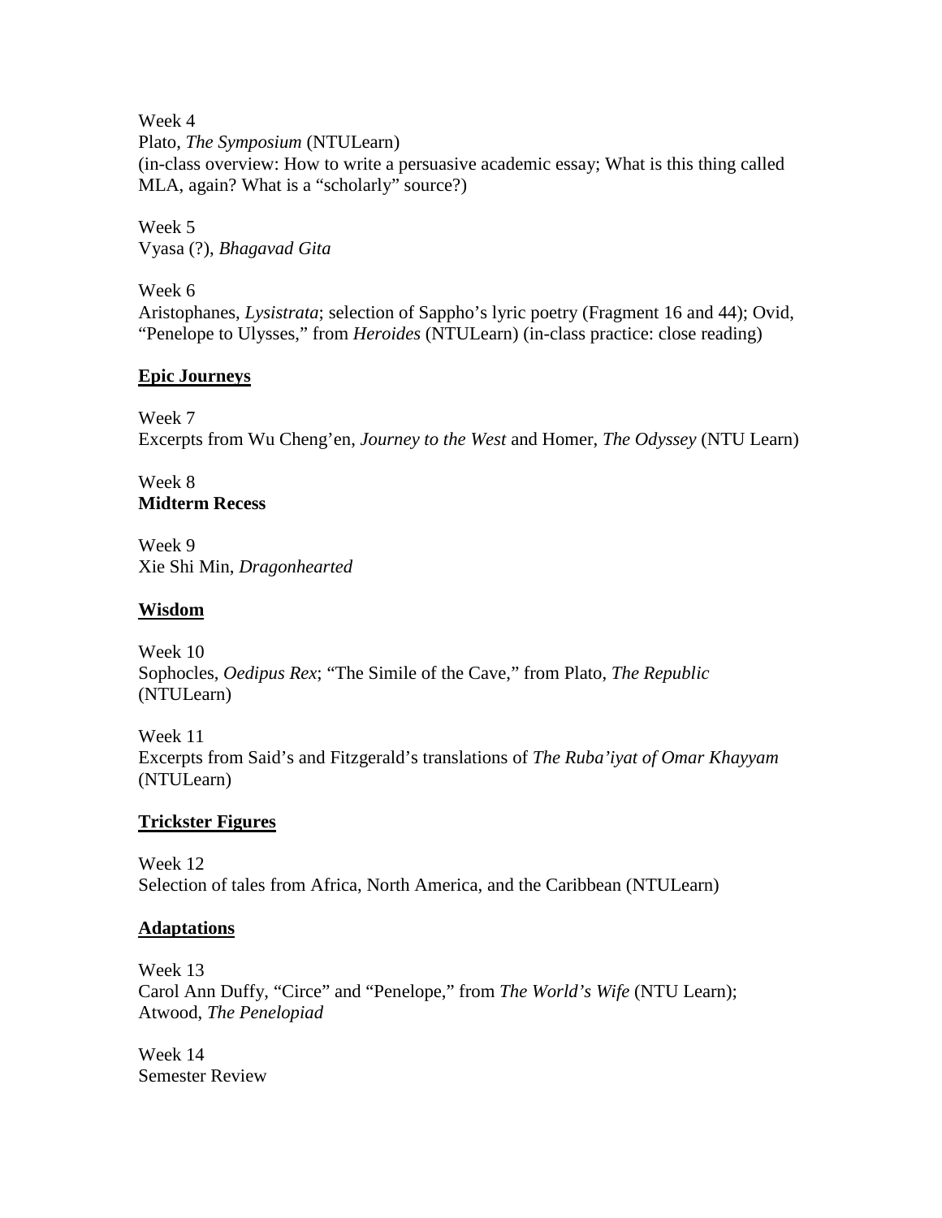Week 4
Plato, *The Symposium* (NTULearn)
(in-class overview: How to write a persuasive academic essay; What is this thing called MLA, again? What is a "scholarly" source?)

Week 5
Vyasa (?), *Bhagavad Gita*

Week 6
Aristophanes, *Lysistrata*; selection of Sappho's lyric poetry (Fragment 16 and 44); Ovid, "Penelope to Ulysses," from *Heroides* (NTULearn) (in-class practice: close reading)

**<u>Epic Journeys</u>**

Week 7
Excerpts from Wu Cheng'en, *Journey to the West* and Homer, *The Odyssey* (NTU Learn)

Week 8
**Midterm Recess**

Week 9
Xie Shi Min, *Dragonhearted*

**<u>Wisdom</u>**

Week 10
Sophocles, *Oedipus Rex*; "The Simile of the Cave," from Plato, *The Republic* (NTULearn)

Week 11
Excerpts from Said's and Fitzgerald's translations of *The Ruba'iyat of Omar Khayyam* (NTULearn)

**<u>Trickster Figures</u>**

Week 12
Selection of tales from Africa, North America, and the Caribbean (NTULearn)

**<u>Adaptations</u>**

Week 13
Carol Ann Duffy, "Circe" and "Penelope," from *The World's Wife* (NTU Learn); Atwood, *The Penelopiad*

Week 14
Semester Review